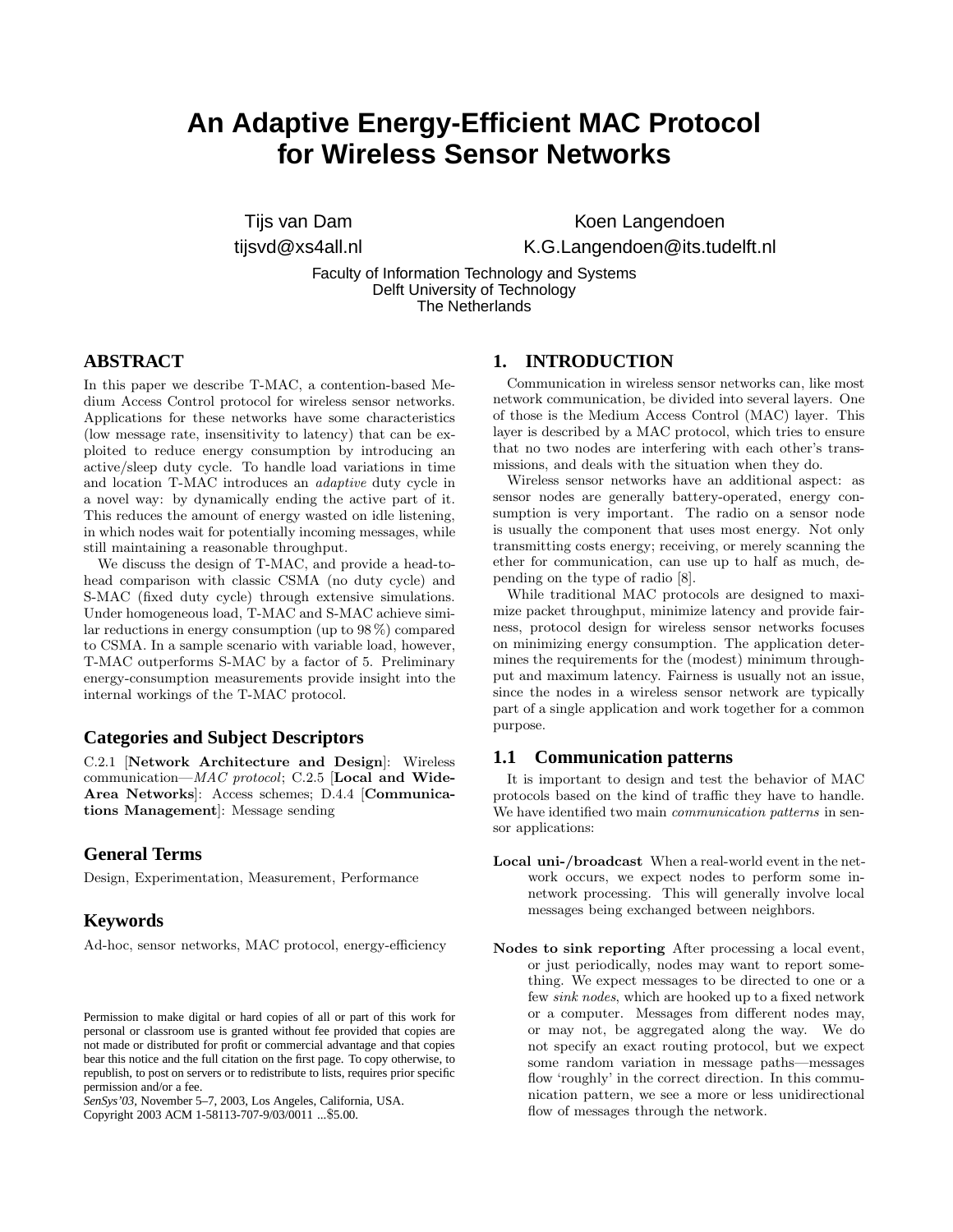# An Adaptive Energy-Efficient MAC Protocol for Wireless Sensor Networks

Tijs van Dam
tijsvd@xs4all.nl

Koen Langendoen
K.G.Langendoen@its.tudelft.nl

Faculty of Information Technology and Systems
Delft University of Technology
The Netherlands

## ABSTRACT

In this paper we describe T-MAC, a contention-based Medium Access Control protocol for wireless sensor networks. Applications for these networks have some characteristics (low message rate, insensitivity to latency) that can be exploited to reduce energy consumption by introducing an active/sleep duty cycle. To handle load variations in time and location T-MAC introduces an *adaptive* duty cycle in a novel way: by dynamically ending the active part of it. This reduces the amount of energy wasted on idle listening, in which nodes wait for potentially incoming messages, while still maintaining a reasonable throughput.

We discuss the design of T-MAC, and provide a head-to-head comparison with classic CSMA (no duty cycle) and S-MAC (fixed duty cycle) through extensive simulations. Under homogeneous load, T-MAC and S-MAC achieve similar reductions in energy consumption (up to 98 %) compared to CSMA. In a sample scenario with variable load, however, T-MAC outperforms S-MAC by a factor of 5. Preliminary energy-consumption measurements provide insight into the internal workings of the T-MAC protocol.

### Categories and Subject Descriptors

C.2.1 [**Network Architecture and Design**]: Wireless communication—*MAC protocol*; C.2.5 [**Local and Wide-Area Networks**]: Access schemes; D.4.4 [**Communications Management**]: Message sending

### General Terms

Design, Experimentation, Measurement, Performance

### Keywords

Ad-hoc, sensor networks, MAC protocol, energy-efficiency

Permission to make digital or hard copies of all or part of this work for personal or classroom use is granted without fee provided that copies are not made or distributed for profit or commercial advantage and that copies bear this notice and the full citation on the first page. To copy otherwise, to republish, to post on servers or to redistribute to lists, requires prior specific permission and/or a fee.
*SenSys'03*, November 5–7, 2003, Los Angeles, California, USA.
Copyright 2003 ACM 1-58113-707-9/03/0011 ...$5.00.

## 1. INTRODUCTION

Communication in wireless sensor networks can, like most network communication, be divided into several layers. One of those is the Medium Access Control (MAC) layer. This layer is described by a MAC protocol, which tries to ensure that no two nodes are interfering with each other's transmissions, and deals with the situation when they do.

Wireless sensor networks have an additional aspect: as sensor nodes are generally battery-operated, energy consumption is very important. The radio on a sensor node is usually the component that uses most energy. Not only transmitting costs energy; receiving, or merely scanning the ether for communication, can use up to half as much, depending on the type of radio [8].

While traditional MAC protocols are designed to maximize packet throughput, minimize latency and provide fairness, protocol design for wireless sensor networks focuses on minimizing energy consumption. The application determines the requirements for the (modest) minimum throughput and maximum latency. Fairness is usually not an issue, since the nodes in a wireless sensor network are typically part of a single application and work together for a common purpose.

### 1.1 Communication patterns

It is important to design and test the behavior of MAC protocols based on the kind of traffic they have to handle. We have identified two main *communication patterns* in sensor applications:

**Local uni-/broadcast** When a real-world event in the network occurs, we expect nodes to perform some in-network processing. This will generally involve local messages being exchanged between neighbors.

**Nodes to sink reporting** After processing a local event, or just periodically, nodes may want to report something. We expect messages to be directed to one or a few *sink nodes*, which are hooked up to a fixed network or a computer. Messages from different nodes may, or may not, be aggregated along the way. We do not specify an exact routing protocol, but we expect some random variation in message paths—messages flow 'roughly' in the correct direction. In this communication pattern, we see a more or less unidirectional flow of messages through the network.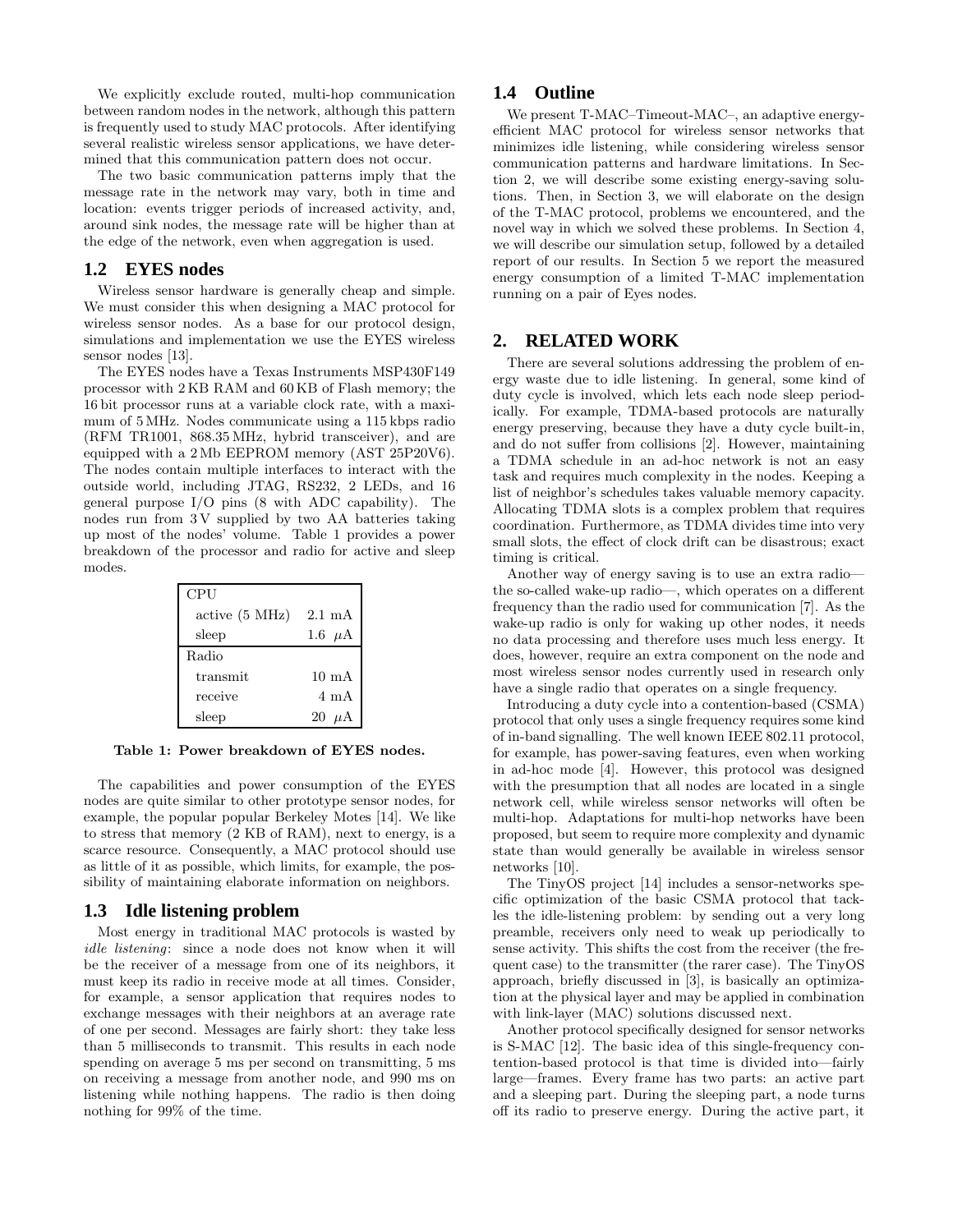We explicitly exclude routed, multi-hop communication between random nodes in the network, although this pattern is frequently used to study MAC protocols. After identifying several realistic wireless sensor applications, we have determined that this communication pattern does not occur.

The two basic communication patterns imply that the message rate in the network may vary, both in time and location: events trigger periods of increased activity, and, around sink nodes, the message rate will be higher than at the edge of the network, even when aggregation is used.

## 1.2 EYES nodes

Wireless sensor hardware is generally cheap and simple. We must consider this when designing a MAC protocol for wireless sensor nodes. As a base for our protocol design, simulations and implementation we use the EYES wireless sensor nodes [13].

The EYES nodes have a Texas Instruments MSP430F149 processor with 2 KB RAM and 60 KB of Flash memory; the 16 bit processor runs at a variable clock rate, with a maximum of 5 MHz. Nodes communicate using a 115 kbps radio (RFM TR1001, 868.35 MHz, hybrid transceiver), and are equipped with a 2 Mb EEPROM memory (AST 25P20V6). The nodes contain multiple interfaces to interact with the outside world, including JTAG, RS232, 2 LEDs, and 16 general purpose I/O pins (8 with ADC capability). The nodes run from 3 V supplied by two AA batteries taking up most of the nodes' volume. Table 1 provides a power breakdown of the processor and radio for active and sleep modes.

| CPU | |
|---|---|
| active (5 MHz) | 2.1 mA |
| sleep | 1.6 $\mu$A |
| **Radio** | |
| transmit | 10 mA |
| receive | 4 mA |
| sleep | 20 $\mu$A |

**Table 1: Power breakdown of EYES nodes.**

The capabilities and power consumption of the EYES nodes are quite similar to other prototype sensor nodes, for example, the popular popular Berkeley Motes [14]. We like to stress that memory (2 KB of RAM), next to energy, is a scarce resource. Consequently, a MAC protocol should use as little of it as possible, which limits, for example, the possibility of maintaining elaborate information on neighbors.

## 1.3 Idle listening problem

Most energy in traditional MAC protocols is wasted by *idle listening*: since a node does not know when it will be the receiver of a message from one of its neighbors, it must keep its radio in receive mode at all times. Consider, for example, a sensor application that requires nodes to exchange messages with their neighbors at an average rate of one per second. Messages are fairly short: they take less than 5 milliseconds to transmit. This results in each node spending on average 5 ms per second on transmitting, 5 ms on receiving a message from another node, and 990 ms on listening while nothing happens. The radio is then doing nothing for 99% of the time.

## 1.4 Outline

We present T-MAC–Timeout-MAC–, an adaptive energy-efficient MAC protocol for wireless sensor networks that minimizes idle listening, while considering wireless sensor communication patterns and hardware limitations. In Section 2, we will describe some existing energy-saving solutions. Then, in Section 3, we will elaborate on the design of the T-MAC protocol, problems we encountered, and the novel way in which we solved these problems. In Section 4, we will describe our simulation setup, followed by a detailed report of our results. In Section 5 we report the measured energy consumption of a limited T-MAC implementation running on a pair of Eyes nodes.

# 2. RELATED WORK

There are several solutions addressing the problem of energy waste due to idle listening. In general, some kind of duty cycle is involved, which lets each node sleep periodically. For example, TDMA-based protocols are naturally energy preserving, because they have a duty cycle built-in, and do not suffer from collisions [2]. However, maintaining a TDMA schedule in an ad-hoc network is not an easy task and requires much complexity in the nodes. Keeping a list of neighbor's schedules takes valuable memory capacity. Allocating TDMA slots is a complex problem that requires coordination. Furthermore, as TDMA divides time into very small slots, the effect of clock drift can be disastrous; exact timing is critical.

Another way of energy saving is to use an extra radio—the so-called wake-up radio—, which operates on a different frequency than the radio used for communication [7]. As the wake-up radio is only for waking up other nodes, it needs no data processing and therefore uses much less energy. It does, however, require an extra component on the node and most wireless sensor nodes currently used in research only have a single radio that operates on a single frequency.

Introducing a duty cycle into a contention-based (CSMA) protocol that only uses a single frequency requires some kind of in-band signalling. The well known IEEE 802.11 protocol, for example, has power-saving features, even when working in ad-hoc mode [4]. However, this protocol was designed with the presumption that all nodes are located in a single network cell, while wireless sensor networks will often be multi-hop. Adaptations for multi-hop networks have been proposed, but seem to require more complexity and dynamic state than would generally be available in wireless sensor networks [10].

The TinyOS project [14] includes a sensor-networks specific optimization of the basic CSMA protocol that tackles the idle-listening problem: by sending out a very long preamble, receivers only need to weak up periodically to sense activity. This shifts the cost from the receiver (the frequent case) to the transmitter (the rarer case). The TinyOS approach, briefly discussed in [3], is basically an optimization at the physical layer and may be applied in combination with link-layer (MAC) solutions discussed next.

Another protocol specifically designed for sensor networks is S-MAC [12]. The basic idea of this single-frequency contention-based protocol is that time is divided into—fairly large—frames. Every frame has two parts: an active part and a sleeping part. During the sleeping part, a node turns off its radio to preserve energy. During the active part, it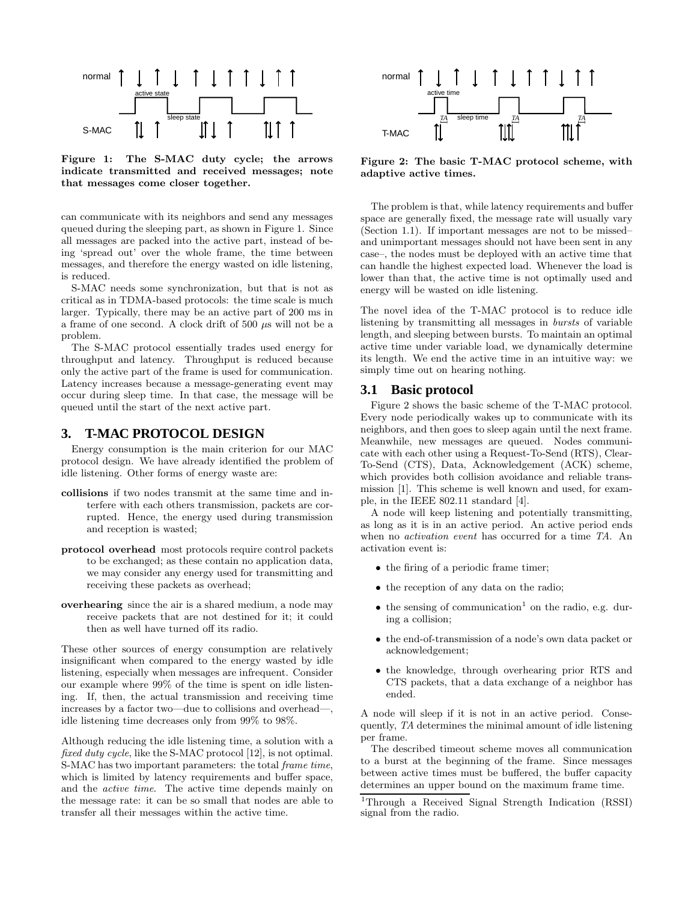Figure 1: The S-MAC duty cycle; the arrows indicate transmitted and received messages; note that messages come closer together.

can communicate with its neighbors and send any messages queued during the sleeping part, as shown in Figure 1. Since all messages are packed into the active part, instead of being 'spread out' over the whole frame, the time between messages, and therefore the energy wasted on idle listening, is reduced.

S-MAC needs some synchronization, but that is not as critical as in TDMA-based protocols: the time scale is much larger. Typically, there may be an active part of 200 ms in a frame of one second. A clock drift of 500 $\mu$s will not be a problem.

The S-MAC protocol essentially trades used energy for throughput and latency. Throughput is reduced because only the active part of the frame is used for communication. Latency increases because a message-generating event may occur during sleep time. In that case, the message will be queued until the start of the next active part.

## 3. T-MAC PROTOCOL DESIGN

Energy consumption is the main criterion for our MAC protocol design. We have already identified the problem of idle listening. Other forms of energy waste are:

**collisions** if two nodes transmit at the same time and interfere with each others transmission, packets are corrupted. Hence, the energy used during transmission and reception is wasted;

**protocol overhead** most protocols require control packets to be exchanged; as these contain no application data, we may consider any energy used for transmitting and receiving these packets as overhead;

**overhearing** since the air is a shared medium, a node may receive packets that are not destined for it; it could then as well have turned off its radio.

These other sources of energy consumption are relatively insignificant when compared to the energy wasted by idle listening, especially when messages are infrequent. Consider our example where 99% of the time is spent on idle listening. If, then, the actual transmission and receiving time increases by a factor two—due to collisions and overhead—, idle listening time decreases only from 99% to 98%.

Although reducing the idle listening time, a solution with a *fixed duty cycle*, like the S-MAC protocol [12], is not optimal. S-MAC has two important parameters: the total *frame time*, which is limited by latency requirements and buffer space, and the *active time*. The active time depends mainly on the message rate: it can be so small that nodes are able to transfer all their messages within the active time.

Figure 2: The basic T-MAC protocol scheme, with adaptive active times.

The problem is that, while latency requirements and buffer space are generally fixed, the message rate will usually vary (Section 1.1). If important messages are not to be missed– and unimportant messages should not have been sent in any case–, the nodes must be deployed with an active time that can handle the highest expected load. Whenever the load is lower than that, the active time is not optimally used and energy will be wasted on idle listening.

The novel idea of the T-MAC protocol is to reduce idle listening by transmitting all messages in *bursts* of variable length, and sleeping between bursts. To maintain an optimal active time under variable load, we dynamically determine its length. We end the active time in an intuitive way: we simply time out on hearing nothing.

### 3.1 Basic protocol

Figure 2 shows the basic scheme of the T-MAC protocol. Every node periodically wakes up to communicate with its neighbors, and then goes to sleep again until the next frame. Meanwhile, new messages are queued. Nodes communicate with each other using a Request-To-Send (RTS), Clear-To-Send (CTS), Data, Acknowledgement (ACK) scheme, which provides both collision avoidance and reliable transmission [1]. This scheme is well known and used, for example, in the IEEE 802.11 standard [4].

A node will keep listening and potentially transmitting, as long as it is in an active period. An active period ends when no *activation event* has occurred for a time *TA*. An activation event is:

- the firing of a periodic frame timer;
- the reception of any data on the radio;
- the sensing of communication[1] on the radio, e.g. during a collision;
- the end-of-transmission of a node's own data packet or acknowledgement;
- the knowledge, through overhearing prior RTS and CTS packets, that a data exchange of a neighbor has ended.

A node will sleep if it is not in an active period. Consequently, *TA* determines the minimal amount of idle listening per frame.

The described timeout scheme moves all communication to a burst at the beginning of the frame. Since messages between active times must be buffered, the buffer capacity determines an upper bound on the maximum frame time.

[1] Through a Received Signal Strength Indication (RSSI) signal from the radio.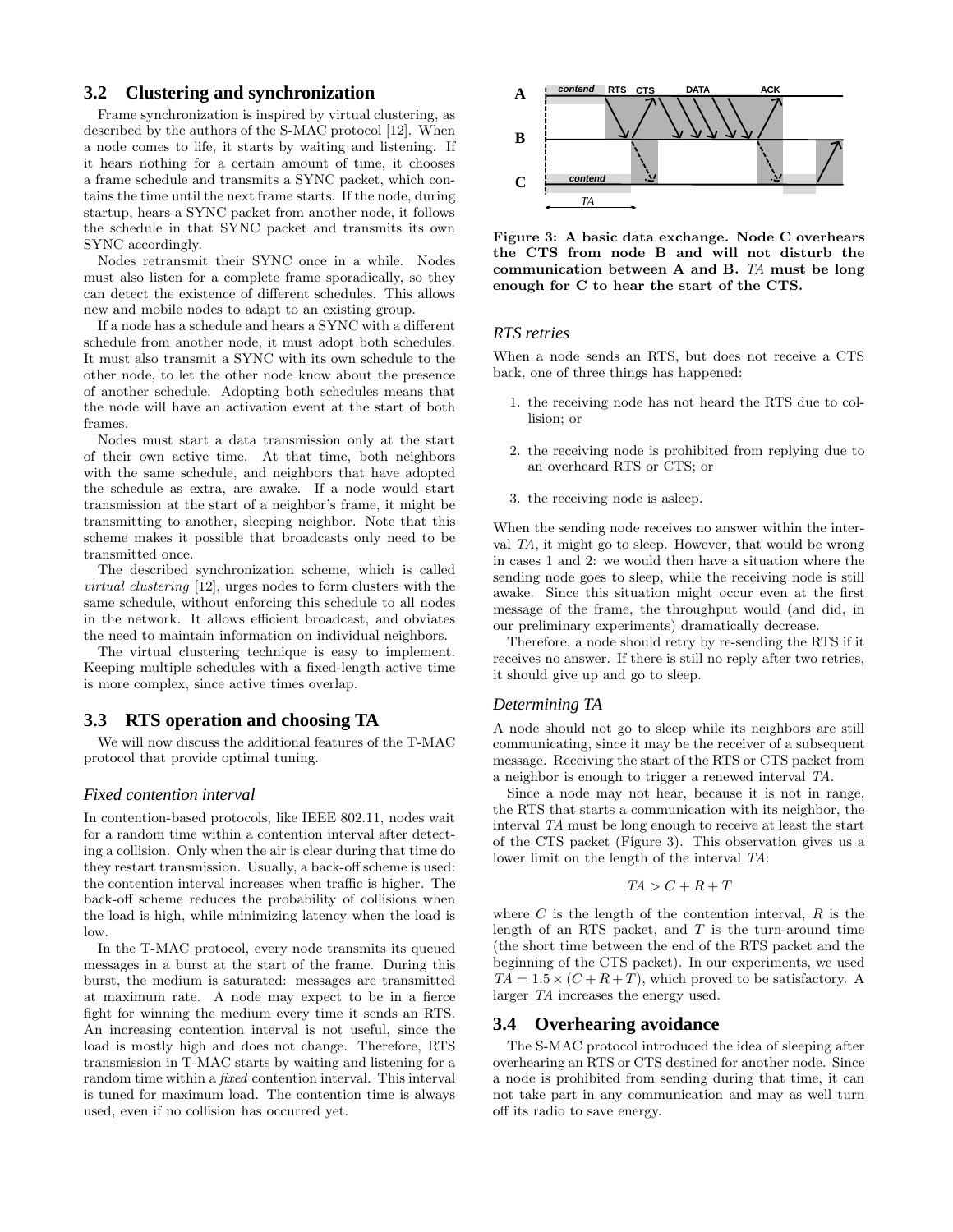## 3.2 Clustering and synchronization

Frame synchronization is inspired by virtual clustering, as described by the authors of the S-MAC protocol [12]. When a node comes to life, it starts by waiting and listening. If it hears nothing for a certain amount of time, it chooses a frame schedule and transmits a SYNC packet, which contains the time until the next frame starts. If the node, during startup, hears a SYNC packet from another node, it follows the schedule in that SYNC packet and transmits its own SYNC accordingly.

Nodes retransmit their SYNC once in a while. Nodes must also listen for a complete frame sporadically, so they can detect the existence of different schedules. This allows new and mobile nodes to adapt to an existing group.

If a node has a schedule and hears a SYNC with a different schedule from another node, it must adopt both schedules. It must also transmit a SYNC with its own schedule to the other node, to let the other node know about the presence of another schedule. Adopting both schedules means that the node will have an activation event at the start of both frames.

Nodes must start a data transmission only at the start of their own active time. At that time, both neighbors with the same schedule, and neighbors that have adopted the schedule as extra, are awake. If a node would start transmission at the start of a neighbor's frame, it might be transmitting to another, sleeping neighbor. Note that this scheme makes it possible that broadcasts only need to be transmitted once.

The described synchronization scheme, which is called *virtual clustering* [12], urges nodes to form clusters with the same schedule, without enforcing this schedule to all nodes in the network. It allows efficient broadcast, and obviates the need to maintain information on individual neighbors.

The virtual clustering technique is easy to implement. Keeping multiple schedules with a fixed-length active time is more complex, since active times overlap.

## 3.3 RTS operation and choosing TA

We will now discuss the additional features of the T-MAC protocol that provide optimal tuning.

### Fixed contention interval

In contention-based protocols, like IEEE 802.11, nodes wait for a random time within a contention interval after detecting a collision. Only when the air is clear during that time do they restart transmission. Usually, a back-off scheme is used: the contention interval increases when traffic is higher. The back-off scheme reduces the probability of collisions when the load is high, while minimizing latency when the load is low.

In the T-MAC protocol, every node transmits its queued messages in a burst at the start of the frame. During this burst, the medium is saturated: messages are transmitted at maximum rate. A node may expect to be in a fierce fight for winning the medium every time it sends an RTS. An increasing contention interval is not useful, since the load is mostly high and does not change. Therefore, RTS transmission in T-MAC starts by waiting and listening for a random time within a *fixed* contention interval. This interval is tuned for maximum load. The contention time is always used, even if no collision has occurred yet.

A
B
C
contend
RTS
CTS
DATA
ACK
contend
TA

**Figure 3: A basic data exchange. Node C overhears the CTS from node B and will not disturb the communication between A and B. *TA* must be long enough for C to hear the start of the CTS.**

### RTS retries

When a node sends an RTS, but does not receive a CTS back, one of three things has happened:

1. the receiving node has not heard the RTS due to collision; or
2. the receiving node is prohibited from replying due to an overheard RTS or CTS; or
3. the receiving node is asleep.

When the sending node receives no answer within the interval *TA*, it might go to sleep. However, that would be wrong in cases 1 and 2: we would then have a situation where the sending node goes to sleep, while the receiving node is still awake. Since this situation might occur even at the first message of the frame, the throughput would (and did, in our preliminary experiments) dramatically decrease.

Therefore, a node should retry by re-sending the RTS if it receives no answer. If there is still no reply after two retries, it should give up and go to sleep.

### Determining TA

A node should not go to sleep while its neighbors are still communicating, since it may be the receiver of a subsequent message. Receiving the start of the RTS or CTS packet from a neighbor is enough to trigger a renewed interval *TA*.

Since a node may not hear, because it is not in range, the RTS that starts a communication with its neighbor, the interval *TA* must be long enough to receive at least the start of the CTS packet (Figure 3). This observation gives us a lower limit on the length of the interval *TA*:

$$TA > C + R + T$$

where $C$ is the length of the contention interval, $R$ is the length of an RTS packet, and $T$ is the turn-around time (the short time between the end of the RTS packet and the beginning of the CTS packet). In our experiments, we used $TA = 1.5 \times (C + R + T)$, which proved to be satisfactory. A larger *TA* increases the energy used.

## 3.4 Overhearing avoidance

The S-MAC protocol introduced the idea of sleeping after overhearing an RTS or CTS destined for another node. Since a node is prohibited from sending during that time, it can not take part in any communication and may as well turn off its radio to save energy.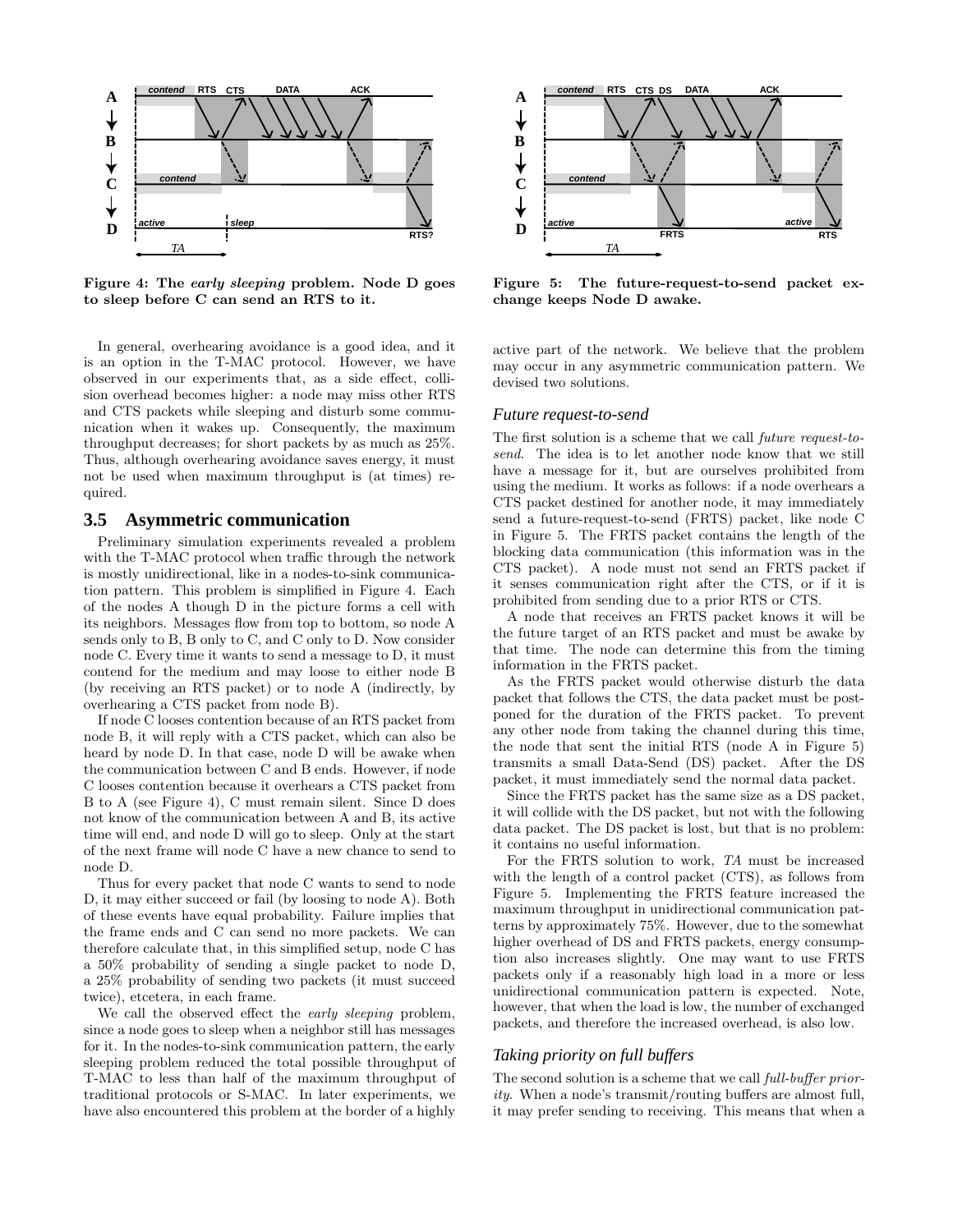**Figure 4: The *early sleeping* problem. Node D goes to sleep before C can send an RTS to it.**

**Figure 5: The future-request-to-send packet exchange keeps Node D awake.**

In general, overhearing avoidance is a good idea, and it is an option in the T-MAC protocol. However, we have observed in our experiments that, as a side effect, collision overhead becomes higher: a node may miss other RTS and CTS packets while sleeping and disturb communication when it wakes up. Consequently, the maximum throughput decreases; for short packets by as much as 25%. Thus, although overhearing avoidance saves energy, it must not be used when maximum throughput is (at times) required.

## 3.5 Asymmetric communication

Preliminary simulation experiments revealed a problem with the T-MAC protocol when traffic through the network is mostly unidirectional, like in a nodes-to-sink communication pattern. This problem is simplified in Figure 4. Each of the nodes A though D in the picture forms a cell with its neighbors. Messages flow from top to bottom, so node A sends only to B, B only to C, and C only to D. Now consider node C. Every time it wants to send a message to D, it must contend for the medium and may loose to either node B (by receiving an RTS packet) or to node A (indirectly, by overhearing a CTS packet from node B).

If node C looses contention because of an RTS packet from node B, it will reply with a CTS packet, which can also be heard by node D. In that case, node D will be awake when the communication between C and B ends. However, if node C looses contention because it overhears a CTS packet from B to A (see Figure 4), C must remain silent. Since D does not know of the communication between A and B, its active time will end, and node D will go to sleep. Only at the start of the next frame will node C have a new chance to send to node D.

Thus for every packet that node C wants to send to node D, it may either succeed or fail (by loosing to node A). Both of these events have equal probability. Failure implies that the frame ends and C can send no more packets. We can therefore calculate that, in this simplified setup, node C has a 50% probability of sending a single packet to node D, a 25% probability of sending two packets (it must succeed twice), etcetera, in each frame.

We call the observed effect the *early sleeping* problem, since a node goes to sleep when a neighbor still has messages for it. In the nodes-to-sink communication pattern, the early sleeping problem reduced the total possible throughput of T-MAC to less than half of the maximum throughput of traditional protocols or S-MAC. In later experiments, we have also encountered this problem at the border of a highly active part of the network. We believe that the problem may occur in any asymmetric communication pattern. We devised two solutions.

### Future request-to-send

The first solution is a scheme that we call *future request-to-send*. The idea is to let another node know that we still have a message for it, but are ourselves prohibited from using the medium. It works as follows: if a node overhears a CTS packet destined for another node, it may immediately send a future-request-to-send (FRTS) packet, like node C in Figure 5. The FRTS packet contains the length of the blocking data communication (this information was in the CTS packet). A node must not send an FRTS packet if it senses communication right after the CTS, or if it is prohibited from sending due to a prior RTS or CTS.

A node that receives an FRTS packet knows it will be the future target of an RTS packet and must be awake by that time. The node can determine this from the timing information in the FRTS packet.

As the FRTS packet would otherwise disturb the data packet that follows the CTS, the data packet must be postponed for the duration of the FRTS packet. To prevent any other node from taking the channel during this time, the node that sent the initial RTS (node A in Figure 5) transmits a small Data-Send (DS) packet. After the DS packet, it must immediately send the normal data packet.

Since the FRTS packet has the same size as a DS packet, it will collide with the DS packet, but not with the following data packet. The DS packet is lost, but that is no problem: it contains no useful information.

For the FRTS solution to work, *TA* must be increased with the length of a control packet (CTS), as follows from Figure 5. Implementing the FRTS feature increased the maximum throughput in unidirectional communication patterns by approximately 75%. However, due to the somewhat higher overhead of DS and FRTS packets, energy consumption also increases slightly. One may want to use FRTS packets only if a reasonably high load in a more or less unidirectional communication pattern is expected. Note, however, that when the load is low, the number of exchanged packets, and therefore the increased overhead, is also low.

### Taking priority on full buffers

The second solution is a scheme that we call *full-buffer priority*. When a node's transmit/routing buffers are almost full, it may prefer sending to receiving. This means that when a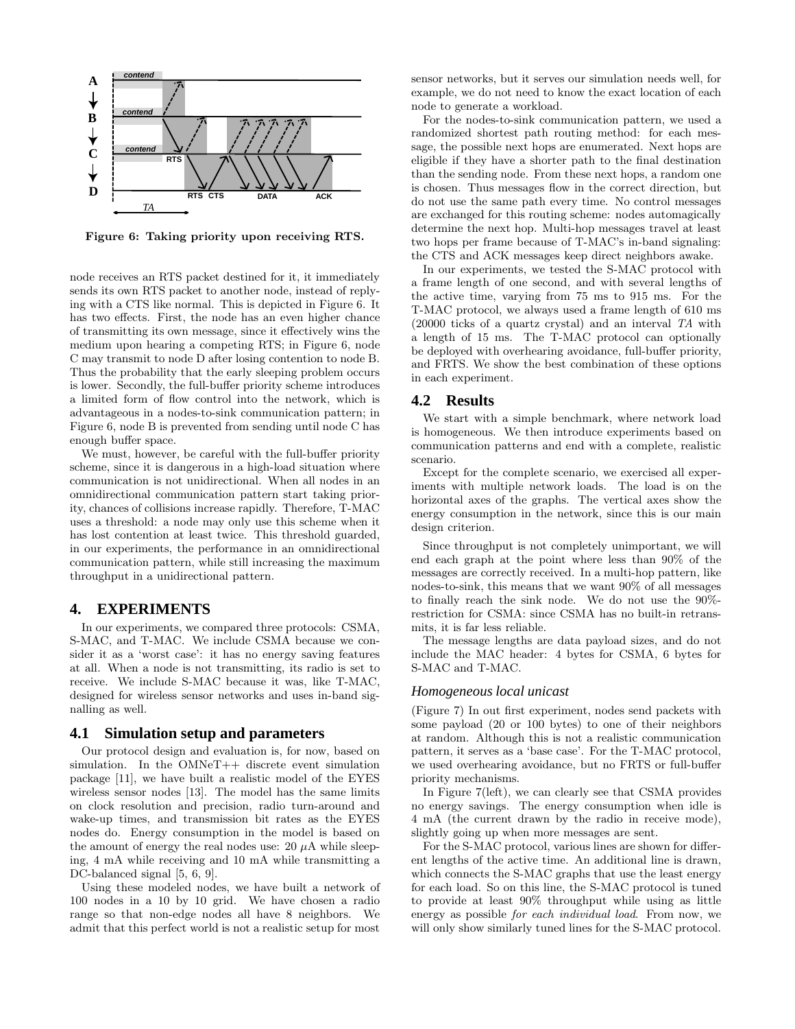Figure 6: Taking priority upon receiving RTS.

node receives an RTS packet destined for it, it immediately sends its own RTS packet to another node, instead of replying with a CTS like normal. This is depicted in Figure 6. It has two effects. First, the node has an even higher chance of transmitting its own message, since it effectively wins the medium upon hearing a competing RTS; in Figure 6, node C may transmit to node D after losing contention to node B. Thus the probability that the early sleeping problem occurs is lower. Secondly, the full-buffer priority scheme introduces a limited form of flow control into the network, which is advantageous in a nodes-to-sink communication pattern; in Figure 6, node B is prevented from sending until node C has enough buffer space.

We must, however, be careful with the full-buffer priority scheme, since it is dangerous in a high-load situation where communication is not unidirectional. When all nodes in an omnidirectional communication pattern start taking priority, chances of collisions increase rapidly. Therefore, T-MAC uses a threshold: a node may only use this scheme when it has lost contention at least twice. This threshold guarded, in our experiments, the performance in an omnidirectional communication pattern, while still increasing the maximum throughput in a unidirectional pattern.

## 4. EXPERIMENTS

In our experiments, we compared three protocols: CSMA, S-MAC, and T-MAC. We include CSMA because we consider it as a 'worst case': it has no energy saving features at all. When a node is not transmitting, its radio is set to receive. We include S-MAC because it was, like T-MAC, designed for wireless sensor networks and uses in-band signalling as well.

### 4.1 Simulation setup and parameters

Our protocol design and evaluation is, for now, based on simulation. In the OMNeT++ discrete event simulation package [11], we have built a realistic model of the EYES wireless sensor nodes [13]. The model has the same limits on clock resolution and precision, radio turn-around and wake-up times, and transmission bit rates as the EYES nodes do. Energy consumption in the model is based on the amount of energy the real nodes use: 20 $\mu$A while sleeping, 4 mA while receiving and 10 mA while transmitting a DC-balanced signal [5, 6, 9].

Using these modeled nodes, we have built a network of 100 nodes in a 10 by 10 grid. We have chosen a radio range so that non-edge nodes all have 8 neighbors. We admit that this perfect world is not a realistic setup for most sensor networks, but it serves our simulation needs well, for example, we do not need to know the exact location of each node to generate a workload.

For the nodes-to-sink communication pattern, we used a randomized shortest path routing method: for each message, the possible next hops are enumerated. Next hops are eligible if they have a shorter path to the final destination than the sending node. From these next hops, a random one is chosen. Thus messages flow in the correct direction, but do not use the same path every time. No control messages are exchanged for this routing scheme: nodes automagically determine the next hop. Multi-hop messages travel at least two hops per frame because of T-MAC's in-band signaling: the CTS and ACK messages keep direct neighbors awake.

In our experiments, we tested the S-MAC protocol with a frame length of one second, and with several lengths of the active time, varying from 75 ms to 915 ms. For the T-MAC protocol, we always used a frame length of 610 ms (20000 ticks of a quartz crystal) and an interval *TA* with a length of 15 ms. The T-MAC protocol can optionally be deployed with overhearing avoidance, full-buffer priority, and FRTS. We show the best combination of these options in each experiment.

### 4.2 Results

We start with a simple benchmark, where network load is homogeneous. We then introduce experiments based on communication patterns and end with a complete, realistic scenario.

Except for the complete scenario, we exercised all experiments with multiple network loads. The load is on the horizontal axes of the graphs. The vertical axes show the energy consumption in the network, since this is our main design criterion.

Since throughput is not completely unimportant, we will end each graph at the point where less than 90% of the messages are correctly received. In a multi-hop pattern, like nodes-to-sink, this means that we want 90% of all messages to finally reach the sink node. We do not use the 90%-restriction for CSMA: since CSMA has no built-in retransmits, it is far less reliable.

The message lengths are data payload sizes, and do not include the MAC header: 4 bytes for CSMA, 6 bytes for S-MAC and T-MAC.

#### *Homogeneous local unicast*

(Figure 7) In out first experiment, nodes send packets with some payload (20 or 100 bytes) to one of their neighbors at random. Although this is not a realistic communication pattern, it serves as a 'base case'. For the T-MAC protocol, we used overhearing avoidance, but no FRTS or full-buffer priority mechanisms.

In Figure 7(left), we can clearly see that CSMA provides no energy savings. The energy consumption when idle is 4 mA (the current drawn by the radio in receive mode), slightly going up when more messages are sent.

For the S-MAC protocol, various lines are shown for different lengths of the active time. An additional line is drawn, which connects the S-MAC graphs that use the least energy for each load. So on this line, the S-MAC protocol is tuned to provide at least 90% throughput while using as little energy as possible *for each individual load*. From now, we will only show similarly tuned lines for the S-MAC protocol.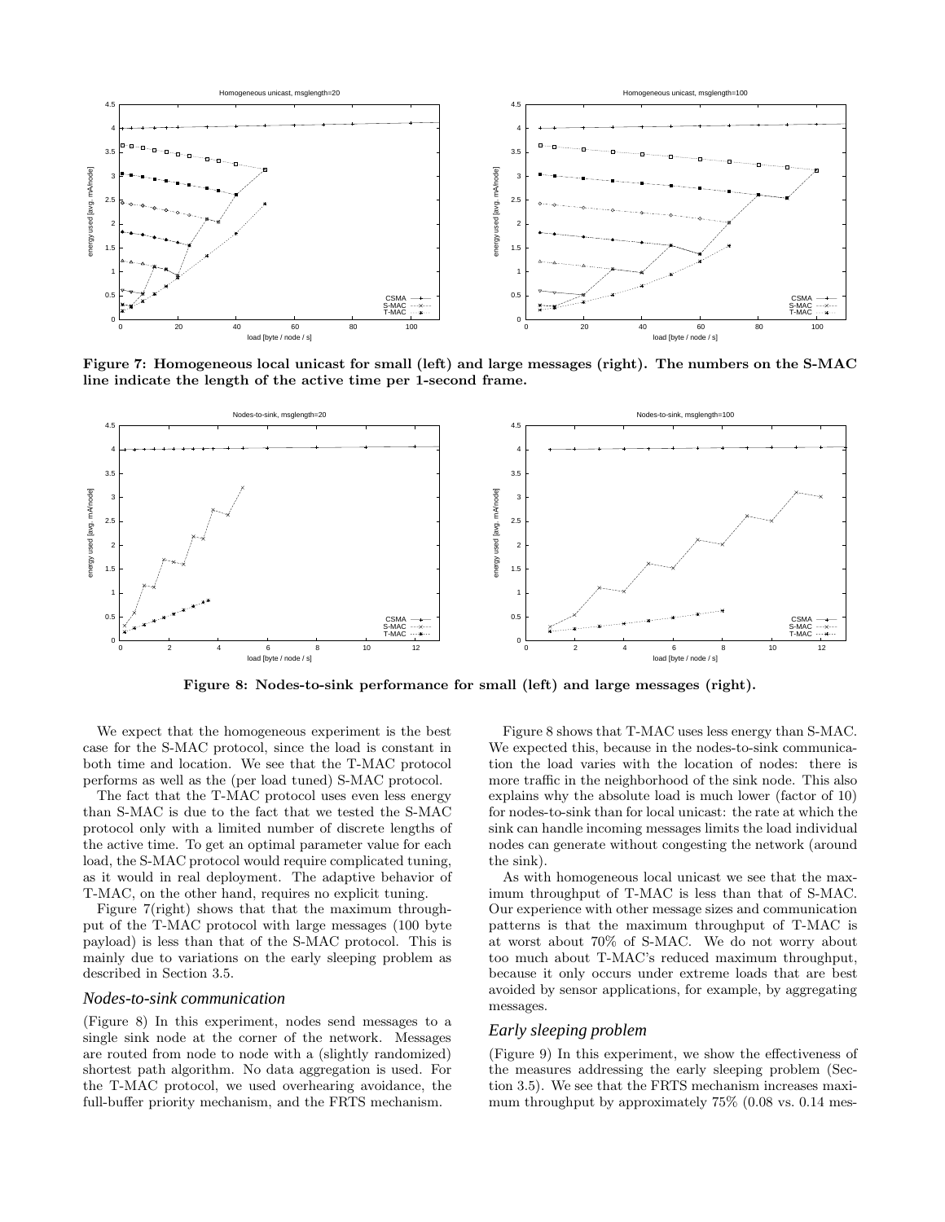Homogeneous unicast, msglength=20

4.5
4
3.5
3
2.5
2
1.5
1
0.5
0

energy used [avg. mA/node]

0 20 40 60 80 100

load [byte / node / s]

CSMA
S-MAC
T-MAC

Homogeneous unicast, msglength=100

4.5
4
3.5
3
2.5
2
1.5
1
0.5
0

energy used [avg. mA/node]

20 40 60 80 100

load [byte / node / s]

CSMA
S-MAC
T-MAC

**Figure 7: Homogeneous local unicast for small (left) and large messages (right). The numbers on the S-MAC line indicate the length of the active time per 1-second frame.**

Nodes-to-sink, msglength=20

4.5
4
3.5
3
2.5
2
1.5
1
0.5
0

energy used [avg. mA/node]

0 2 4 6 8 10 12

load [byte / node / s]

CSMA
S-MAC
T-MAC

Nodes-to-sink, msglength=100

4.5
4
3.5
3
2.5
2
1.5
1
0.5
0

energy used [avg. mA/node]

0 2 4 6 8 10 12

load [byte / node / s]

CSMA
S-MAC
T-MAC

**Figure 8: Nodes-to-sink performance for small (left) and large messages (right).**

We expect that the homogeneous experiment is the best case for the S-MAC protocol, since the load is constant in both time and location. We see that the T-MAC protocol performs as well as the (per load tuned) S-MAC protocol.

The fact that the T-MAC protocol uses even less energy than S-MAC is due to the fact that we tested the S-MAC protocol only with a limited number of discrete lengths of the active time. To get an optimal parameter value for each load, the S-MAC protocol would require complicated tuning, as it would in real deployment. The adaptive behavior of T-MAC, on the other hand, requires no explicit tuning.

Figure 7(right) shows that that the maximum throughput of the T-MAC protocol with large messages (100 byte payload) is less than that of the S-MAC protocol. This is mainly due to variations on the early sleeping problem as described in Section 3.5.

### *Nodes-to-sink communication*

(Figure 8) In this experiment, nodes send messages to a single sink node at the corner of the network. Messages are routed from node to node with a (slightly randomized) shortest path algorithm. No data aggregation is used. For the T-MAC protocol, we used overhearing avoidance, the full-buffer priority mechanism, and the FRTS mechanism.

Figure 8 shows that T-MAC uses less energy than S-MAC. We expected this, because in the nodes-to-sink communication the load varies with the location of nodes: there is more traffic in the neighborhood of the sink node. This also explains why the absolute load is much lower (factor of 10) for nodes-to-sink than for local unicast: the rate at which the sink can handle incoming messages limits the load individual nodes can generate without congesting the network (around the sink).

As with homogeneous local unicast we see that the maximum throughput of T-MAC is less than that of S-MAC. Our experience with other message sizes and communication patterns is that the maximum throughput of T-MAC is at worst about 70% of S-MAC. We do not worry about too much about T-MAC's reduced maximum throughput, because it only occurs under extreme loads that are best avoided by sensor applications, for example, by aggregating messages.

### *Early sleeping problem*

(Figure 9) In this experiment, we show the effectiveness of the measures addressing the early sleeping problem (Section 3.5). We see that the FRTS mechanism increases maximum throughput by approximately 75% (0.08 vs. 0.14 mes-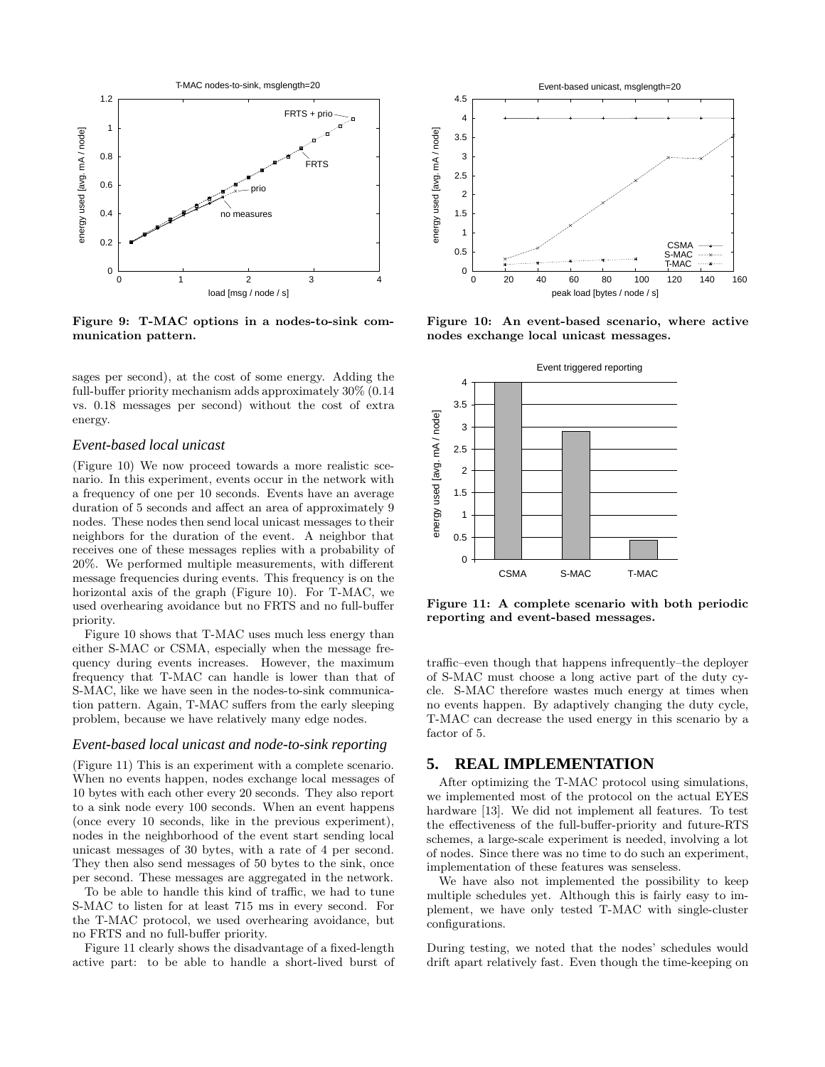Figure 9: T-MAC options in a nodes-to-sink communication pattern.

Figure 10: An event-based scenario, where active nodes exchange local unicast messages.

Figure 11: A complete scenario with both periodic reporting and event-based messages.

sages per second), at the cost of some energy. Adding the full-buffer priority mechanism adds approximately 30% (0.14 vs. 0.18 messages per second) without the cost of extra energy.

### *Event-based local unicast*

(Figure 10) We now proceed towards a more realistic scenario. In this experiment, events occur in the network with a frequency of one per 10 seconds. Events have an average duration of 5 seconds and affect an area of approximately 9 nodes. These nodes then send local unicast messages to their neighbors for the duration of the event. A neighbor that receives one of these messages replies with a probability of 20%. We performed multiple measurements, with different message frequencies during events. This frequency is on the horizontal axis of the graph (Figure 10). For T-MAC, we used overhearing avoidance but no FRTS and no full-buffer priority.

Figure 10 shows that T-MAC uses much less energy than either S-MAC or CSMA, especially when the message frequency during events increases. However, the maximum frequency that T-MAC can handle is lower than that of S-MAC, like we have seen in the nodes-to-sink communication pattern. Again, T-MAC suffers from the early sleeping problem, because we have relatively many edge nodes.

### *Event-based local unicast and node-to-sink reporting*

(Figure 11) This is an experiment with a complete scenario. When no events happen, nodes exchange local messages of 10 bytes with each other every 20 seconds. They also report to a sink node every 100 seconds. When an event happens (once every 10 seconds, like in the previous experiment), nodes in the neighborhood of the event start sending local unicast messages of 30 bytes, with a rate of 4 per second. They then also send messages of 50 bytes to the sink, once per second. These messages are aggregated in the network.

To be able to handle this kind of traffic, we had to tune S-MAC to listen for at least 715 ms in every second. For the T-MAC protocol, we used overhearing avoidance, but no FRTS and no full-buffer priority.

Figure 11 clearly shows the disadvantage of a fixed-length active part: to be able to handle a short-lived burst of traffic–even though that happens infrequently–the deployer of S-MAC must choose a long active part of the duty cycle. S-MAC therefore wastes much energy at times when no events happen. By adaptively changing the duty cycle, T-MAC can decrease the used energy in this scenario by a factor of 5.

## 5. REAL IMPLEMENTATION

After optimizing the T-MAC protocol using simulations, we implemented most of the protocol on the actual EYES hardware [13]. We did not implement all features. To test the effectiveness of the full-buffer-priority and future-RTS schemes, a large-scale experiment is needed, involving a lot of nodes. Since there was no time to do such an experiment, implementation of these features was senseless.

We have also not implemented the possibility to keep multiple schedules yet. Although this is fairly easy to implement, we have only tested T-MAC with single-cluster configurations.

During testing, we noted that the nodes' schedules would drift apart relatively fast. Even though the time-keeping on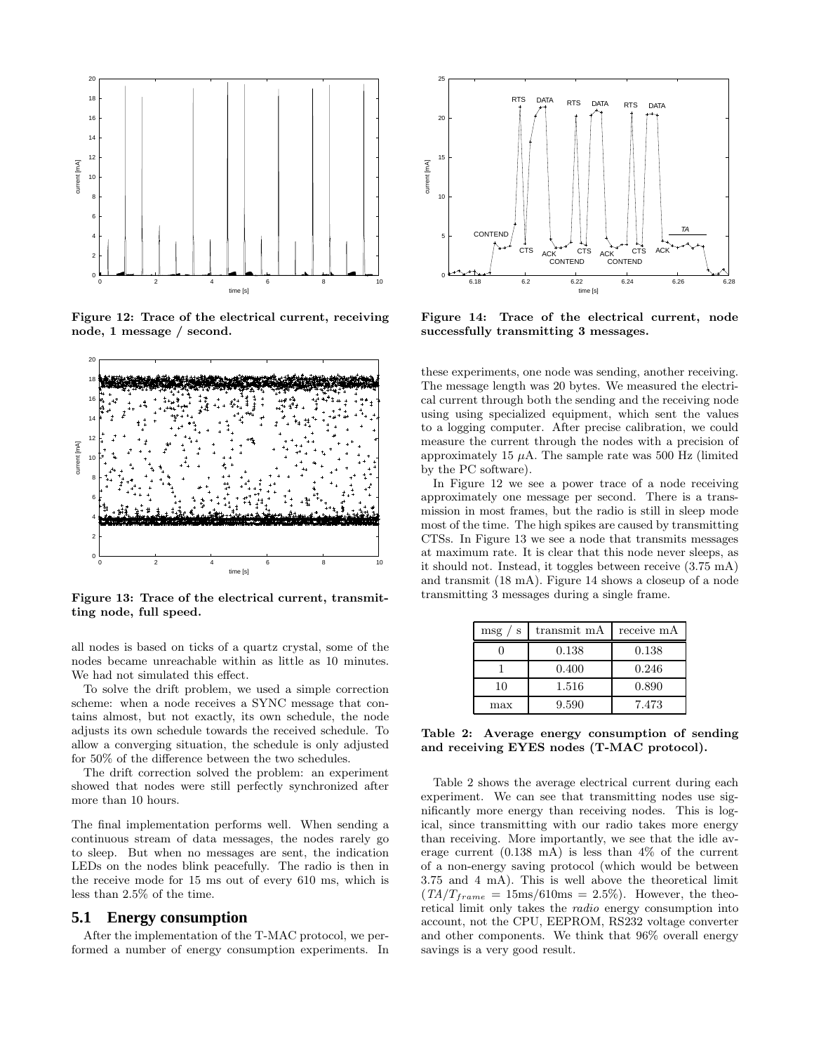Figure 12: Trace of the electrical current, receiving node, 1 message / second.

Figure 13: Trace of the electrical current, transmitting node, full speed.

all nodes is based on ticks of a quartz crystal, some of the nodes became unreachable within as little as 10 minutes. We had not simulated this effect.

To solve the drift problem, we used a simple correction scheme: when a node receives a SYNC message that contains almost, but not exactly, its own schedule, the node adjusts its own schedule towards the received schedule. To allow a converging situation, the schedule is only adjusted for 50% of the difference between the two schedules.

The drift correction solved the problem: an experiment showed that nodes were still perfectly synchronized after more than 10 hours.

The final implementation performs well. When sending a continuous stream of data messages, the nodes rarely go to sleep. But when no messages are sent, the indication LEDs on the nodes blink peacefully. The radio is then in the receive mode for 15 ms out of every 610 ms, which is less than 2.5% of the time.

## 5.1 Energy consumption

After the implementation of the T-MAC protocol, we performed a number of energy consumption experiments. In these experiments, one node was sending, another receiving. The message length was 20 bytes. We measured the electrical current through both the sending and the receiving node using using specialized equipment, which sent the values to a logging computer. After precise calibration, we could measure the current through the nodes with a precision of approximately 15 $\mu$A. The sample rate was 500 Hz (limited by the PC software).

Figure 14: Trace of the electrical current, node successfully transmitting 3 messages.

In Figure 12 we see a power trace of a node receiving approximately one message per second. There is a transmission in most frames, but the radio is still in sleep mode most of the time. The high spikes are caused by transmitting CTSs. In Figure 13 we see a node that transmits messages at maximum rate. It is clear that this node never sleeps, as it should not. Instead, it toggles between receive (3.75 mA) and transmit (18 mA). Figure 14 shows a closeup of a node transmitting 3 messages during a single frame.

| msg / s | transmit mA | receive mA |
|---|---|---|
| 0 | 0.138 | 0.138 |
| 1 | 0.400 | 0.246 |
| 10 | 1.516 | 0.890 |
| max | 9.590 | 7.473 |

Table 2: Average energy consumption of sending and receiving EYES nodes (T-MAC protocol).

Table 2 shows the average electrical current during each experiment. We can see that transmitting nodes use significantly more energy than receiving nodes. This is logical, since transmitting with our radio takes more energy than receiving. More importantly, we see that the idle average current (0.138 mA) is less than 4% of the current of a non-energy saving protocol (which would be between 3.75 and 4 mA). This is well above the theoretical limit ($TA/T_{frame}$ = 15ms/610ms = 2.5%). However, the theoretical limit only takes the *radio* energy consumption into account, not the CPU, EEPROM, RS232 voltage converter and other components. We think that 96% overall energy savings is a very good result.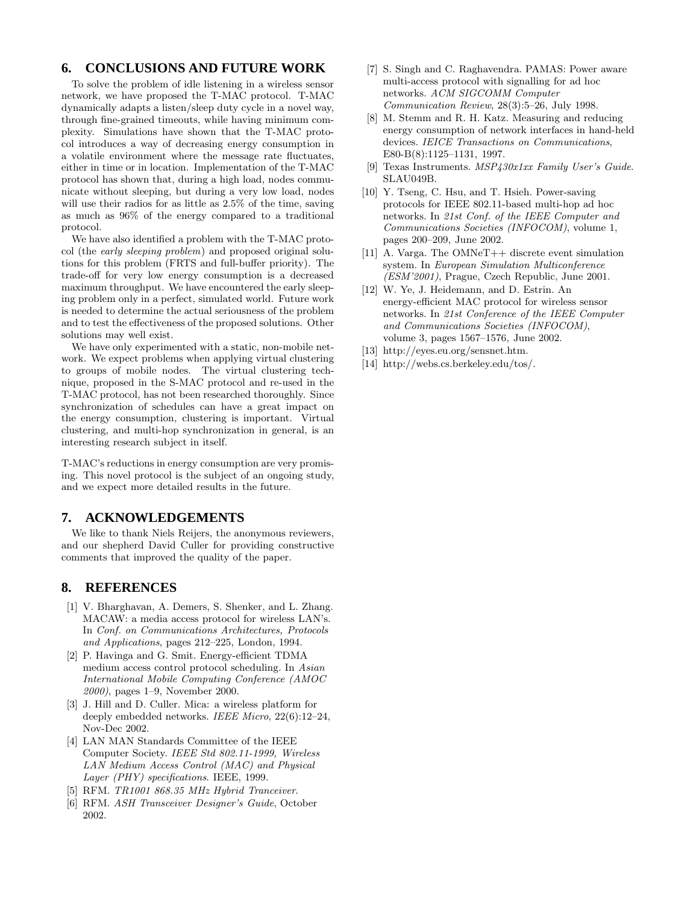## 6. CONCLUSIONS AND FUTURE WORK

To solve the problem of idle listening in a wireless sensor network, we have proposed the T-MAC protocol. T-MAC dynamically adapts a listen/sleep duty cycle in a novel way, through fine-grained timeouts, while having minimum complexity. Simulations have shown that the T-MAC protocol introduces a way of decreasing energy consumption in a volatile environment where the message rate fluctuates, either in time or in location. Implementation of the T-MAC protocol has shown that, during a high load, nodes communicate without sleeping, but during a very low load, nodes will use their radios for as little as 2.5% of the time, saving as much as 96% of the energy compared to a traditional protocol.

We have also identified a problem with the T-MAC protocol (the *early sleeping problem*) and proposed original solutions for this problem (FRTS and full-buffer priority). The trade-off for very low energy consumption is a decreased maximum throughput. We have encountered the early sleeping problem only in a perfect, simulated world. Future work is needed to determine the actual seriousness of the problem and to test the effectiveness of the proposed solutions. Other solutions may well exist.

We have only experimented with a static, non-mobile network. We expect problems when applying virtual clustering to groups of mobile nodes. The virtual clustering technique, proposed in the S-MAC protocol and re-used in the T-MAC protocol, has not been researched thoroughly. Since synchronization of schedules can have a great impact on the energy consumption, clustering is important. Virtual clustering, and multi-hop synchronization in general, is an interesting research subject in itself.

T-MAC's reductions in energy consumption are very promising. This novel protocol is the subject of an ongoing study, and we expect more detailed results in the future.

## 7. ACKNOWLEDGEMENTS

We like to thank Niels Reijers, the anonymous reviewers, and our shepherd David Culler for providing constructive comments that improved the quality of the paper.

## 8. REFERENCES

[1] V. Bharghavan, A. Demers, S. Shenker, and L. Zhang. MACAW: a media access protocol for wireless LAN's. In *Conf. on Communications Architectures, Protocols and Applications*, pages 212–225, London, 1994.

[2] P. Havinga and G. Smit. Energy-efficient TDMA medium access control protocol scheduling. In *Asian International Mobile Computing Conference (AMOC 2000)*, pages 1–9, November 2000.

[3] J. Hill and D. Culler. Mica: a wireless platform for deeply embedded networks. *IEEE Micro*, 22(6):12–24, Nov-Dec 2002.

[4] LAN MAN Standards Committee of the IEEE Computer Society. *IEEE Std 802.11-1999, Wireless LAN Medium Access Control (MAC) and Physical Layer (PHY) specifications.* IEEE, 1999.

[5] RFM. *TR1001 868.35 MHz Hybrid Tranceiver.*

[6] RFM. *ASH Transceiver Designer's Guide*, October 2002.

[7] S. Singh and C. Raghavendra. PAMAS: Power aware multi-access protocol with signalling for ad hoc networks. *ACM SIGCOMM Computer Communication Review*, 28(3):5–26, July 1998.

[8] M. Stemm and R. H. Katz. Measuring and reducing energy consumption of network interfaces in hand-held devices. *IEICE Transactions on Communications*, E80-B(8):1125–1131, 1997.

[9] Texas Instruments. *MSP430x1xx Family User's Guide*. SLAU049B.

[10] Y. Tseng, C. Hsu, and T. Hsieh. Power-saving protocols for IEEE 802.11-based multi-hop ad hoc networks. In *21st Conf. of the IEEE Computer and Communications Societies (INFOCOM)*, volume 1, pages 200–209, June 2002.

[11] A. Varga. The OMNeT++ discrete event simulation system. In *European Simulation Multiconference (ESM'2001)*, Prague, Czech Republic, June 2001.

[12] W. Ye, J. Heidemann, and D. Estrin. An energy-efficient MAC protocol for wireless sensor networks. In *21st Conference of the IEEE Computer and Communications Societies (INFOCOM)*, volume 3, pages 1567–1576, June 2002.

[13] http://eyes.eu.org/sensnet.htm.

[14] http://webs.cs.berkeley.edu/tos/.